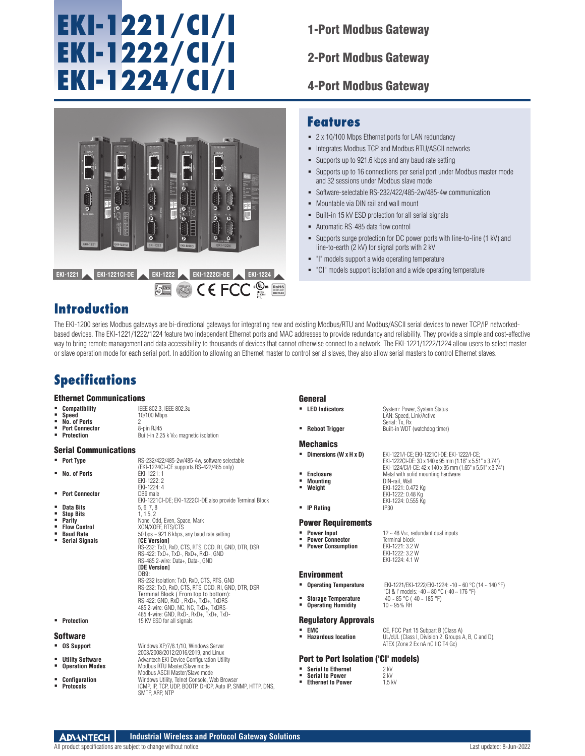# EKI-1221/CI/I
# EKI-1222/CI/I
# EKI-1224/CI/I

## 1-Port Modbus Gateway

## 2-Port Modbus Gateway

## 4-Port Modbus Gateway

EKI-1221 | EKI-1221CI-DE | EKI-1222 | EKI-1222CI-DE | EKI-1224

## Features

- 2 x 10/100 Mbps Ethernet ports for LAN redundancy
- Integrates Modbus TCP and Modbus RTU/ASCII networks
- Supports up to 921.6 kbps and any baud rate setting
- Supports up to 16 connections per serial port under Modbus master mode and 32 sessions under Modbus slave mode
- Software-selectable RS-232/422/485-2w/485-4w communication
- Mountable via DIN rail and wall mount
- Built-in 15 kV ESD protection for all serial signals
- Automatic RS-485 data flow control
- Supports surge protection for DC power ports with line-to-line (1 kV) and line-to-earth (2 kV) for signal ports with 2 kV
- "I" models support a wide operating temperature
- "CI" models support isolation and a wide operating temperature

## Introduction

The EKI-1200 series Modbus gateways are bi-directional gateways for integrating new and existing Modbus/RTU and Modbus/ASCII serial devices to newer TCP/IP networked-based devices. The EKI-1221/1222/1224 feature two independent Ethernet ports and MAC addresses to provide redundancy and reliability. They provide a simple and cost-effective way to bring remote management and data accessibility to thousands of devices that cannot otherwise connect to a network. The EKI-1221/1222/1224 allow users to select master or slave operation mode for each serial port. In addition to allowing an Ethernet master to control serial slaves, they also allow serial masters to control Ethernet slaves.

## Specifications

### Ethernet Communications

- **Compatibility**: IEEE 802.3, IEEE 802.3u
- **Speed**: 10/100 Mbps
- **No. of Ports**: 2
- **Port Connector**: 8-pin RJ45
- **Protection**: Built-in 2.25 k $V_{DC}$ magnetic isolation

### Serial Communications

- **Port Type**: RS-232/422/485-2w/485-4w, software selectable (EKI-1224CI-CE supports RS-422/485 only)
- **No. of Ports**: EKI-1221: 1; EKI-1222: 2; EKI-1224: 4
- **Port Connector**: DB9 male; EKI-1221CI-DE; EKI-1222CI-DE also provide Terminal Block
- **Data Bits**: 5, 6, 7, 8
- **Stop Bits**: 1, 1.5, 2
- **Parity**: None, Odd, Even, Space, Mark
- **Flow Control**: XON/XOFF, RTS/CTS
- **Baud Rate**: 50 bps ~ 921.6 kbps, any baud rate setting
- **Serial Signals**:
  **[CE Version]**
  RS-232: TxD, RxD, CTS, RTS, DCD, RI, GND, DTR, DSR
  RS-422: TxD+, TxD-, RxD+, RxD-, GND
  RS-485 2-wire: Data+, Data-, GND
  **[DE Version]**
  DB9:
  RS-232 isolation: TxD, RxD, CTS, RTS, GND
  RS-232: TxD, RxD, CTS, RTS, DCD, RI, GND, DTR, DSR
  Terminal Block ( From top to bottom):
  RS-422: GND, RxD-, RxD+, TxD+, TxDRS-
  485 2-wire: GND, NC, NC, TxD+, TxDRS-
  485 4-wire: GND, RxD-, RxD+, TxD+, TxD-
- **Protection**: 15 KV ESD for all signals

### Software

- **OS Support**: Windows XP/7/8.1/10, Windows Server 2003/2008/2012/2016/2019, and Linux
- **Utility Software**: Advantech EKI Device Configuration Utility
- **Operation Modes**: Modbus RTU Master/Slave mode; Modbus ASCII Master/Slave mode
- **Configuration**: Windows Utility, Telnet Console, Web Browser
- **Protocols**: ICMP, IP, TCP, UDP, BOOTP, DHCP, Auto IP, SNMP, HTTP, DNS, SMTP, ARP, NTP

### General

- **LED Indicators**: System: Power, System Status; LAN: Speed, Link/Active; Serial: Tx, Rx
- **Reboot Trigger**: Built-in WDT (watchdog timer)

### Mechanics

- **Dimensions (W x H x D)**: EKI-1221/I-CE; EKI-1221CI-DE; EKI-1222/I-CE; EKI-1222CI-DE: 30 x 140 x 95 mm (1.18" x 5.51" x 3.74"); EKI-1224/CI/I-CE: 42 x 140 x 95 mm (1.65" x 5.51" x 3.74")
- **Enclosure**: Metal with solid mounting hardware
- **Mounting**: DIN-rail, Wall
- **Weight**: EKI-1221: 0.472 Kg; EKI-1222: 0.48 Kg; EKI-1224: 0.555 Kg
- **IP Rating**: IP30

### Power Requirements

- **Power Input**: 12 ~ 48 $V_{DC}$, redundant dual inputs
- **Power Connector**: Terminal block
- **Power Consumption**: EKI-1221: 3.2 W; EKI-1222: 3.2 W; EKI-1224: 4.1 W

### Environment

- **Operating Temperature**: EKI-1221/EKI-1222/EKI-1224: -10 ~ 60 °C (14 ~ 140 °F); 'CI & I' models: -40 ~ 80 °C (-40 ~ 176 °F)
- **Storage Temperature**: -40 ~ 85 °C (-40 ~ 185 °F)
- **Operating Humidity**: 10 ~ 95% RH

### Regulatory Approvals

- **EMC**: CE, FCC Part 15 Subpart B (Class A)
- **Hazardous location**: UL/cUL (Class I, Division 2, Groups A, B, C and D), ATEX (Zone 2 Ex nA nC IIC T4 Gc)

### Port to Port Isolation ('CI' models)

- **Serial to Ethernet**: 2 kV
- **Serial to Power**: 2 kV
- **Ethernet to Power**: 1.5 kV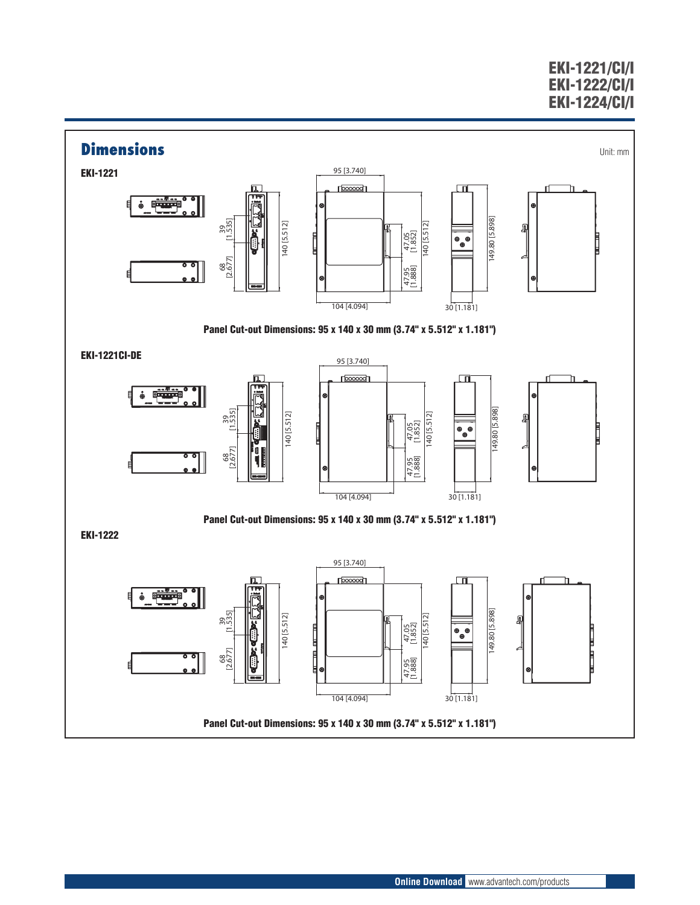## Dimensions

Unit: mm

### EKI-1221

95 [3.740]

39 [1.535]

68 [2.677]

140 [5.512]

47.05 [1.852]

47.95 [1.888]

140 [5.512]

149.80 [5.898]

104 [4.094]

30 [1.181]

**Panel Cut-out Dimensions: 95 x 140 x 30 mm (3.74" x 5.512" x 1.181")**

### EKI-1221CI-DE

95 [3.740]

39 [1.535]

68 [2.677]

140 [5.512]

47.05 [1.852]

47.95 [1.888]

140 [5.512]

149.80 [5.898]

104 [4.094]

30 [1.181]

**Panel Cut-out Dimensions: 95 x 140 x 30 mm (3.74" x 5.512" x 1.181")**

### EKI-1222

95 [3.740]

39 [1.535]

68 [2.677]

140 [5.512]

47.05 [1.852]

47.95 [1.888]

140 [5.512]

149.80 [5.898]

104 [4.094]

30 [1.181]

**Panel Cut-out Dimensions: 95 x 140 x 30 mm (3.74" x 5.512" x 1.181")**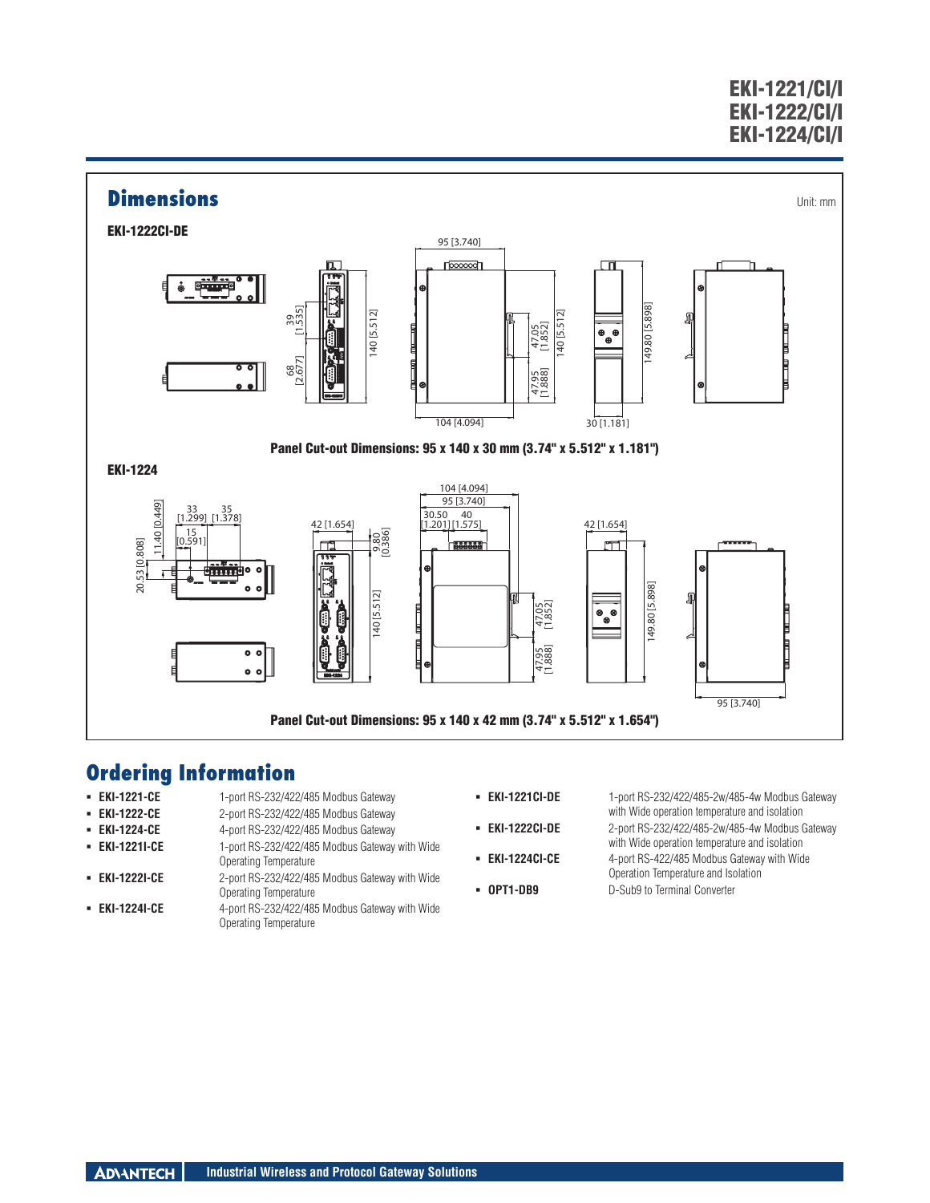## Dimensions

Unit: mm

**EKI-1222CI-DE**

95 [3.740]
39 [1.535]
68 [2.677]
140 [5.512]
47.05 [1.852]
47.95 [1.888]
140 [5.512]
149.80 [5.898]
104 [4.094]
30 [1.181]

**Panel Cut-out Dimensions: 95 x 140 x 30 mm (3.74" x 5.512" x 1.181")**

**EKI-1224**

11.40 [0.449]
20.53 [0.808]
33 [1.299]
35 [1.378]
15 [0.591]
42 [1.654]
9.80 [0.386]
140 [5.512]
104 [4.094]
95 [3.740]
30.50 [1.201]
40 [1.575]
47.05 [1.852]
47.95 [1.888]
42 [1.654]
149.80 [5.898]
95 [3.740]

**Panel Cut-out Dimensions: 95 x 140 x 42 mm (3.74" x 5.512" x 1.654")**

## Ordering Information

- **EKI-1221-CE** 1-port RS-232/422/485 Modbus Gateway
- **EKI-1222-CE** 2-port RS-232/422/485 Modbus Gateway
- **EKI-1224-CE** 4-port RS-232/422/485 Modbus Gateway
- **EKI-1221I-CE** 1-port RS-232/422/485 Modbus Gateway with Wide Operating Temperature
- **EKI-1222I-CE** 2-port RS-232/422/485 Modbus Gateway with Wide Operating Temperature
- **EKI-1224I-CE** 4-port RS-232/422/485 Modbus Gateway with Wide Operating Temperature
- **EKI-1221CI-DE** 1-port RS-232/422/485-2w/485-4w Modbus Gateway with Wide operation temperature and isolation
- **EKI-1222CI-DE** 2-port RS-232/422/485-2w/485-4w Modbus Gateway with Wide operation temperature and isolation
- **EKI-1224CI-CE** 4-port RS-422/485 Modbus Gateway with Wide Operation Temperature and Isolation
- **OPT1-DB9** D-Sub9 to Terminal Converter